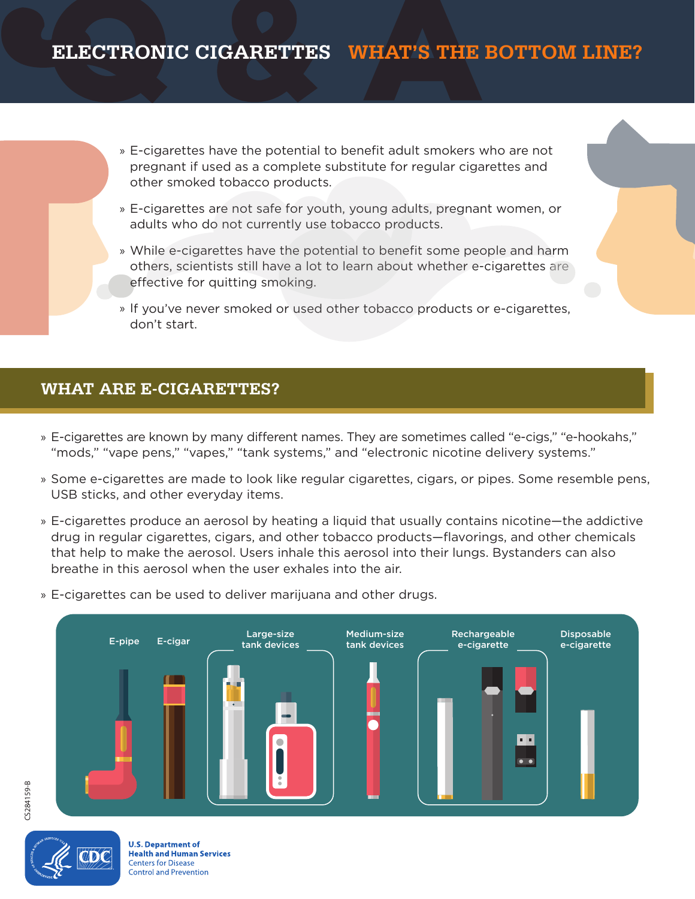# ELECTRONIC CIGARETTES WHAT'S THE BOTTOM LINE?

- E-cigarettes have the potential to benefit adult smokers who are not pregnant if used as a complete substitute for regular cigarettes and other smoked tobacco products.
- E-cigarettes are not safe for youth, young adults, pregnant women, or adults who do not currently use tobacco products.
- While e-cigarettes have the potential to benefit some people and harm others, scientists still have a lot to learn about whether e-cigarettes are effective for quitting smoking.
- If you've never smoked or used other tobacco products or e-cigarettes, don't start.

## WHAT ARE E-CIGARETTES?

- E-cigarettes are known by many different names. They are sometimes called "e-cigs," "e-hookahs," "mods," "vape pens," "vapes," "tank systems," and "electronic nicotine delivery systems."
- Some e-cigarettes are made to look like regular cigarettes, cigars, or pipes. Some resemble pens, USB sticks, and other everyday items.
- E-cigarettes produce an aerosol by heating a liquid that usually contains nicotine—the addictive drug in regular cigarettes, cigars, and other tobacco products—flavorings, and other chemicals that help to make the aerosol. Users inhale this aerosol into their lungs. Bystanders can also breathe in this aerosol when the user exhales into the air.
- E-cigarettes can be used to deliver marijuana and other drugs.

E-pipe | E-cigar | Large-size tank devices | Medium-size tank devices | Rechargeable e-cigarette | Disposable e-cigarette

CS284159-B

U.S. Department of Health and Human Services
Centers for Disease Control and Prevention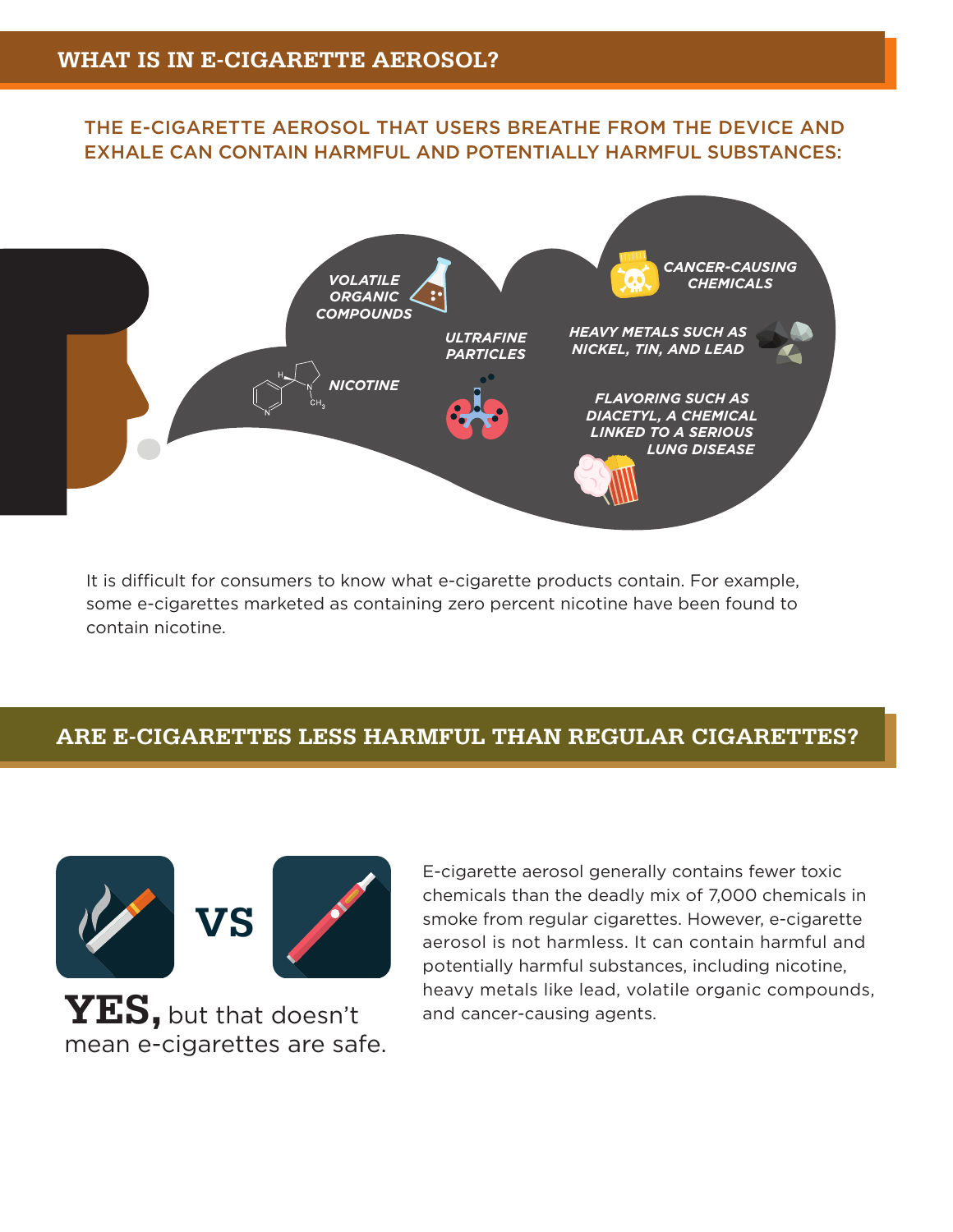## WHAT IS IN E-CIGARETTE AEROSOL?

THE E-CIGARETTE AEROSOL THAT USERS BREATHE FROM THE DEVICE AND EXHALE CAN CONTAIN HARMFUL AND POTENTIALLY HARMFUL SUBSTANCES:

- *VOLATILE ORGANIC COMPOUNDS*
- *NICOTINE*
- *ULTRAFINE PARTICLES*
- *CANCER-CAUSING CHEMICALS*
- *HEAVY METALS SUCH AS NICKEL, TIN, AND LEAD*
- *FLAVORING SUCH AS DIACETYL, A CHEMICAL LINKED TO A SERIOUS LUNG DISEASE*

It is difficult for consumers to know what e-cigarette products contain. For example, some e-cigarettes marketed as containing zero percent nicotine have been found to contain nicotine.

## ARE E-CIGARETTES LESS HARMFUL THAN REGULAR CIGARETTES?

**YES,** but that doesn't mean e-cigarettes are safe.

E-cigarette aerosol generally contains fewer toxic chemicals than the deadly mix of 7,000 chemicals in smoke from regular cigarettes. However, e-cigarette aerosol is not harmless. It can contain harmful and potentially harmful substances, including nicotine, heavy metals like lead, volatile organic compounds, and cancer-causing agents.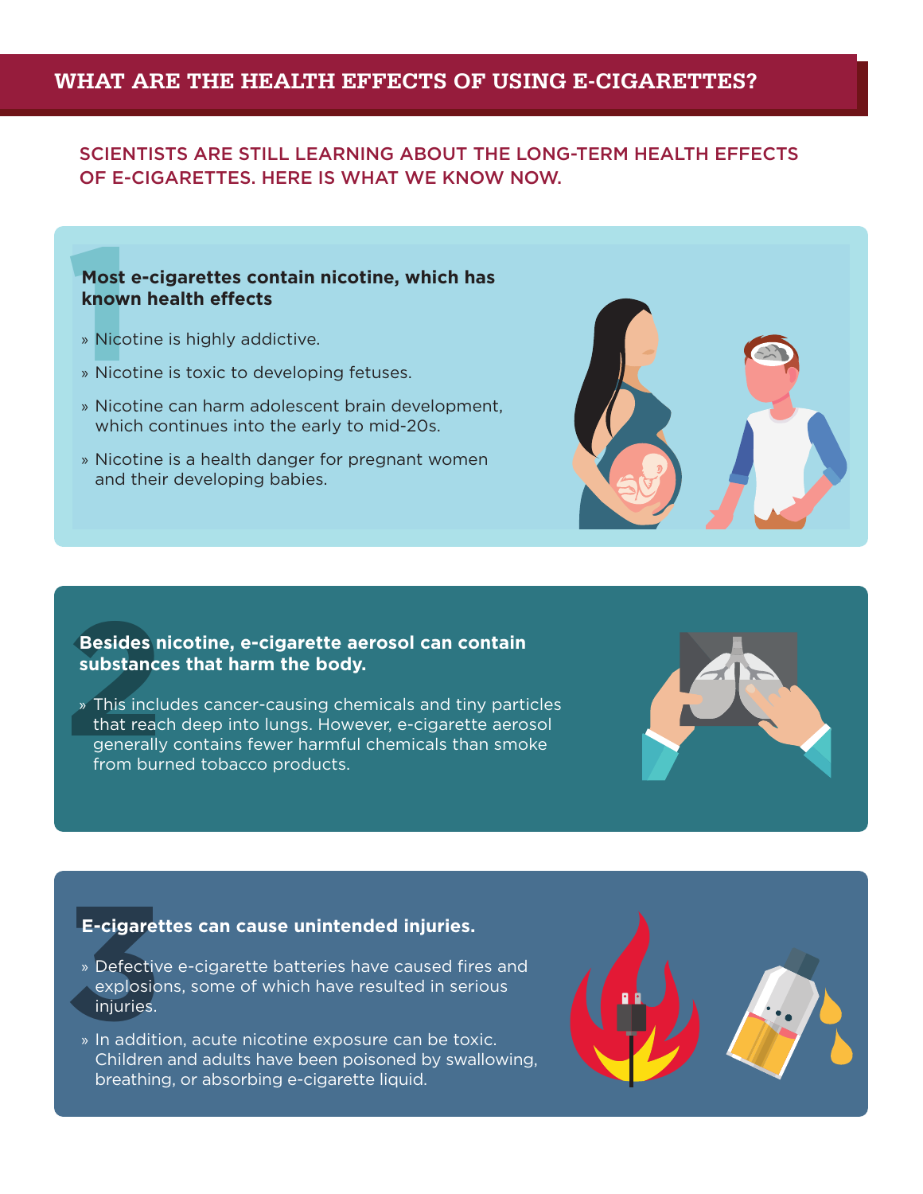# WHAT ARE THE HEALTH EFFECTS OF USING E-CIGARETTES?

SCIENTISTS ARE STILL LEARNING ABOUT THE LONG-TERM HEALTH EFFECTS OF E-CIGARETTES. HERE IS WHAT WE KNOW NOW.

## 1 Most e-cigarettes contain nicotine, which has known health effects

- Nicotine is highly addictive.
- Nicotine is toxic to developing fetuses.
- Nicotine can harm adolescent brain development, which continues into the early to mid-20s.
- Nicotine is a health danger for pregnant women and their developing babies.

## 2 Besides nicotine, e-cigarette aerosol can contain substances that harm the body.

- This includes cancer-causing chemicals and tiny particles that reach deep into lungs. However, e-cigarette aerosol generally contains fewer harmful chemicals than smoke from burned tobacco products.

## 3 E-cigarettes can cause unintended injuries.

- Defective e-cigarette batteries have caused fires and explosions, some of which have resulted in serious injuries.
- In addition, acute nicotine exposure can be toxic. Children and adults have been poisoned by swallowing, breathing, or absorbing e-cigarette liquid.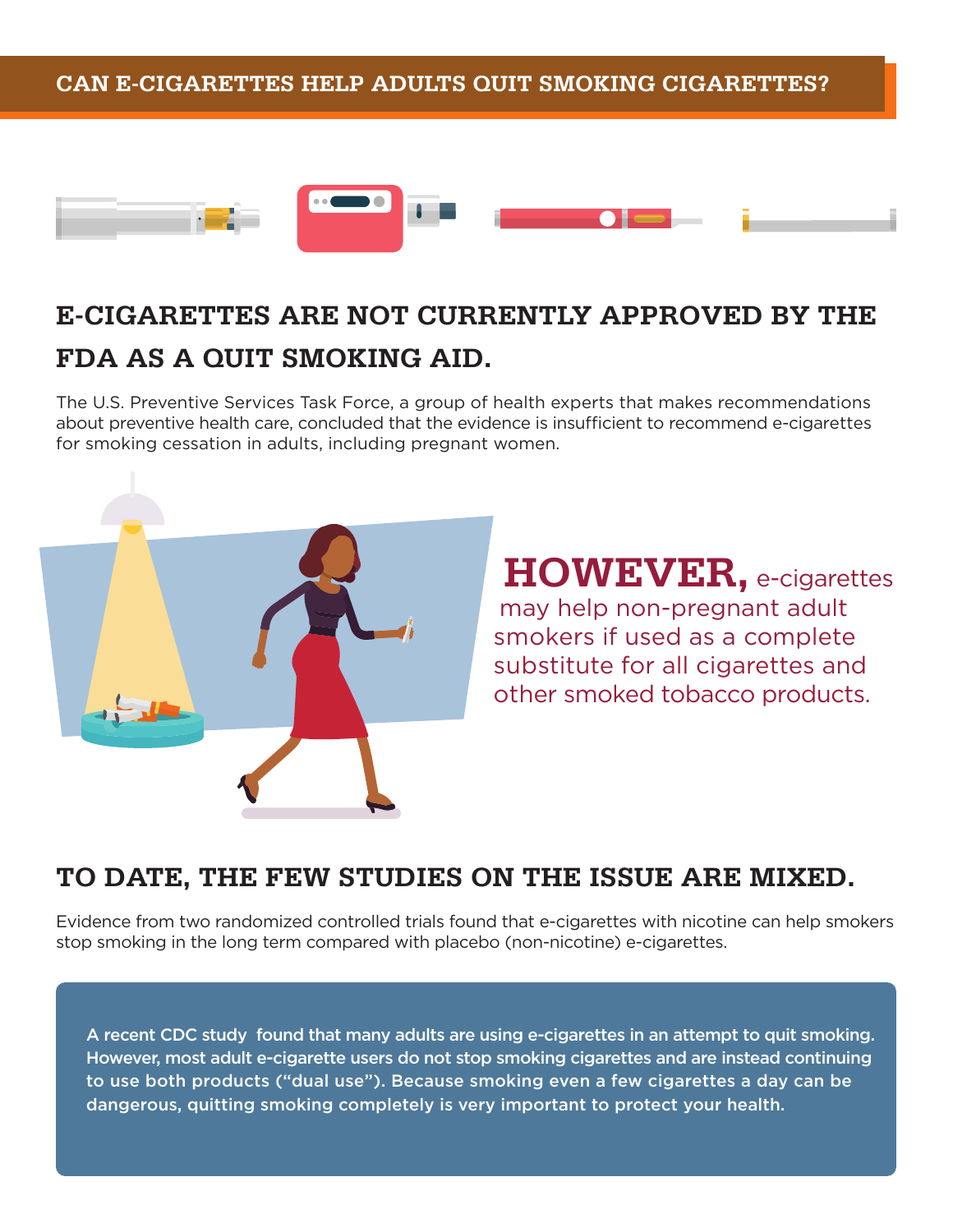## CAN E-CIGARETTES HELP ADULTS QUIT SMOKING CIGARETTES?

### E-CIGARETTES ARE NOT CURRENTLY APPROVED BY THE FDA AS A QUIT SMOKING AID.

The U.S. Preventive Services Task Force, a group of health experts that makes recommendations about preventive health care, concluded that the evidence is insufficient to recommend e-cigarettes for smoking cessation in adults, including pregnant women.

**HOWEVER,** e-cigarettes may help non-pregnant adult smokers if used as a complete substitute for all cigarettes and other smoked tobacco products.

### TO DATE, THE FEW STUDIES ON THE ISSUE ARE MIXED.

Evidence from two randomized controlled trials found that e-cigarettes with nicotine can help smokers stop smoking in the long term compared with placebo (non-nicotine) e-cigarettes.

**A recent CDC study found that many adults are using e-cigarettes in an attempt to quit smoking. However, most adult e-cigarette users do not stop smoking cigarettes and are instead continuing to use both products ("dual use"). Because smoking even a few cigarettes a day can be dangerous, quitting smoking completely is very important to protect your health.**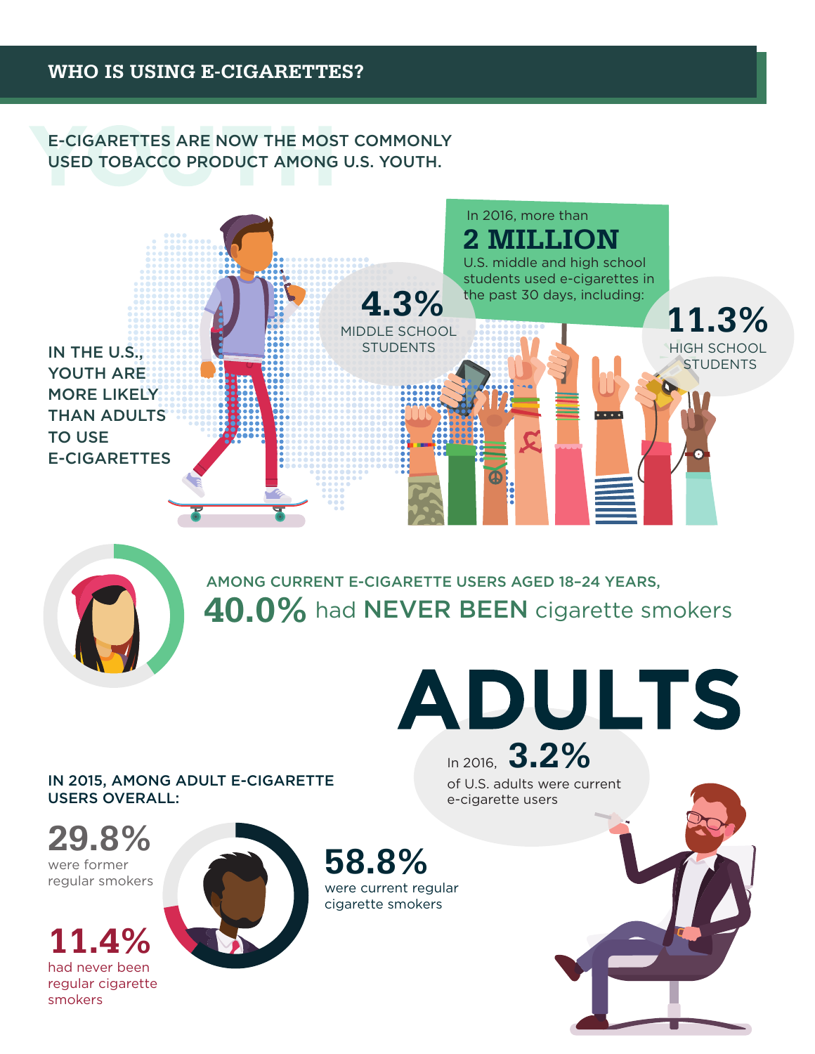## WHO IS USING E-CIGARETTES?

YOUTH

E-CIGARETTES ARE NOW THE MOST COMMONLY USED TOBACCO PRODUCT AMONG U.S. YOUTH.

IN THE U.S., YOUTH ARE MORE LIKELY THAN ADULTS TO USE E-CIGARETTES

In 2016, more than **2 MILLION** U.S. middle and high school students used e-cigarettes in the past 30 days, including:

**4.3%** MIDDLE SCHOOL STUDENTS

**11.3%** HIGH SCHOOL STUDENTS

AMONG CURRENT E-CIGARETTE USERS AGED 18–24 YEARS,

**40.0%** had **NEVER BEEN** cigarette smokers

# ADULTS

In 2016, **3.2%** of U.S. adults were current e-cigarette users

IN 2015, AMONG ADULT E-CIGARETTE USERS OVERALL:

**29.8%** were former regular smokers

**11.4%** had never been regular cigarette smokers

**58.8%** were current regular cigarette smokers